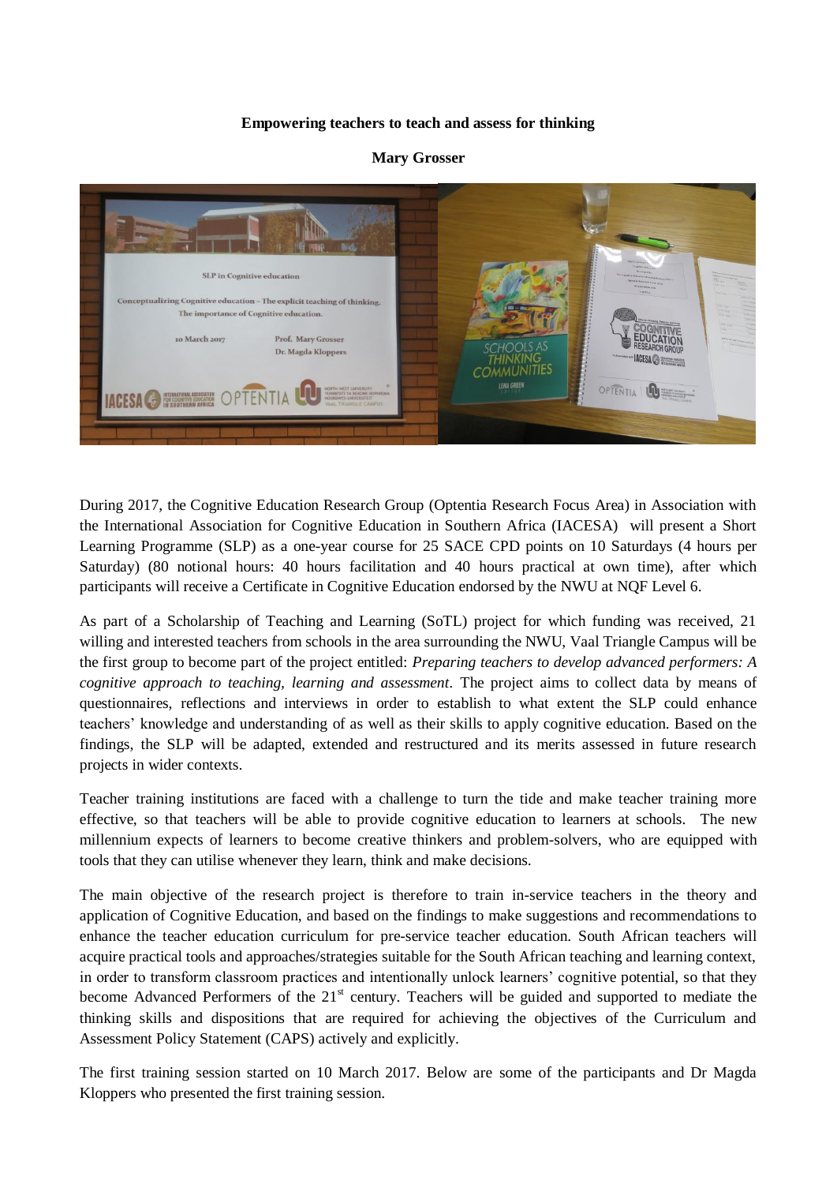**Empowering teachers to teach and assess for thinking**

**Mary Grosser**

During 2017, the Cognitive Education Research Group (Optentia Research Focus Area) in Association with the International Association for Cognitive Education in Southern Africa (IACESA) will present a Short Learning Programme (SLP) as a one-year course for 25 SACE CPD points on 10 Saturdays (4 hours per Saturday) (80 notional hours: 40 hours facilitation and 40 hours practical at own time), after which participants will receive a Certificate in Cognitive Education endorsed by the NWU at NQF Level 6.

As part of a Scholarship of Teaching and Learning (SoTL) project for which funding was received, 21 willing and interested teachers from schools in the area surrounding the NWU, Vaal Triangle Campus will be the first group to become part of the project entitled: *Preparing teachers to develop advanced performers: A cognitive approach to teaching, learning and assessment*. The project aims to collect data by means of questionnaires, reflections and interviews in order to establish to what extent the SLP could enhance teachers' knowledge and understanding of as well as their skills to apply cognitive education. Based on the findings, the SLP will be adapted, extended and restructured and its merits assessed in future research projects in wider contexts.

Teacher training institutions are faced with a challenge to turn the tide and make teacher training more effective, so that teachers will be able to provide cognitive education to learners at schools. The new millennium expects of learners to become creative thinkers and problem-solvers, who are equipped with tools that they can utilise whenever they learn, think and make decisions.

The main objective of the research project is therefore to train in-service teachers in the theory and application of Cognitive Education, and based on the findings to make suggestions and recommendations to enhance the teacher education curriculum for pre-service teacher education. South African teachers will acquire practical tools and approaches/strategies suitable for the South African teaching and learning context, in order to transform classroom practices and intentionally unlock learners' cognitive potential, so that they become Advanced Performers of the 21st century. Teachers will be guided and supported to mediate the thinking skills and dispositions that are required for achieving the objectives of the Curriculum and Assessment Policy Statement (CAPS) actively and explicitly.

The first training session started on 10 March 2017. Below are some of the participants and Dr Magda Kloppers who presented the first training session.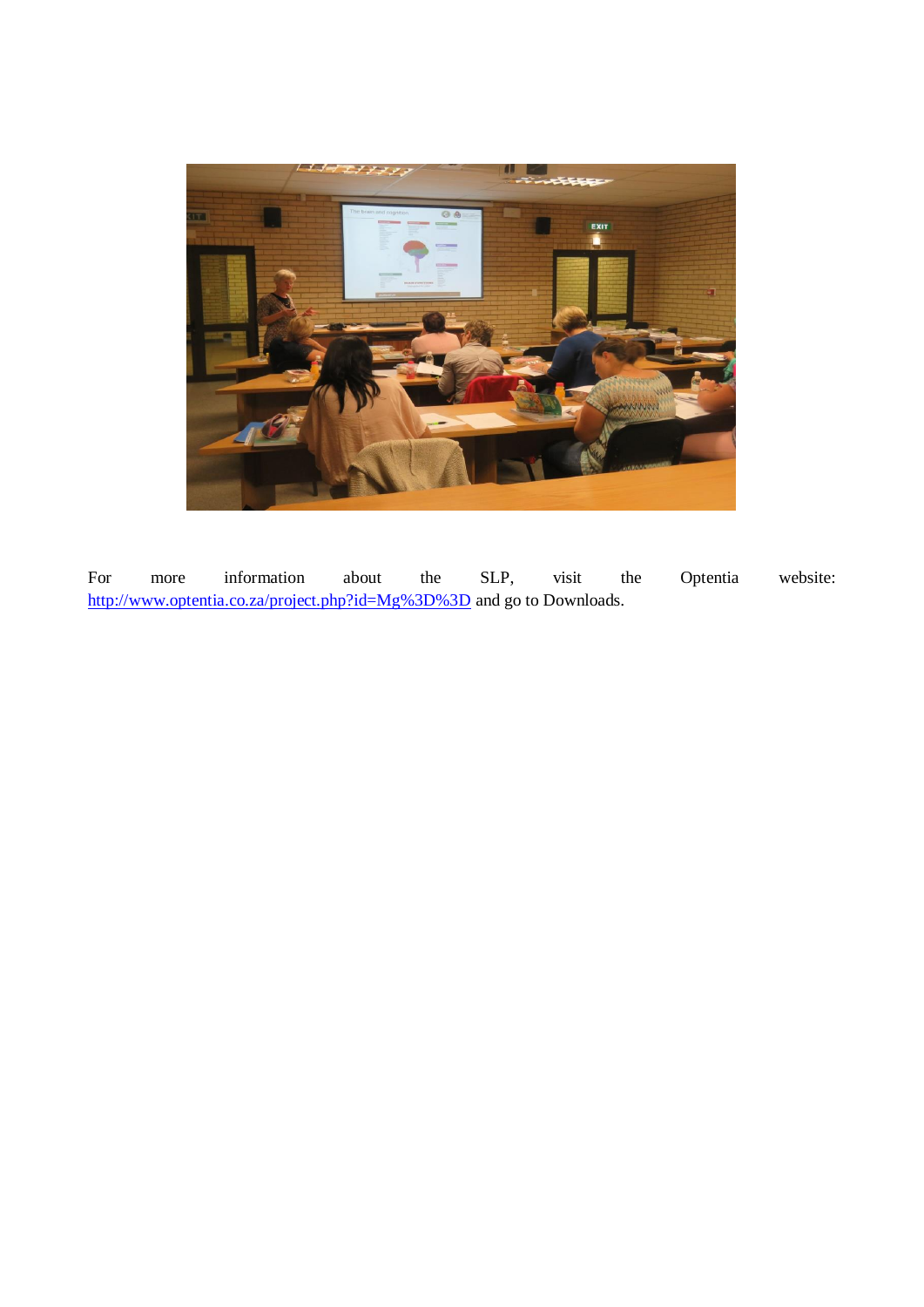For more information about the SLP, visit the Optentia website: http://www.optentia.co.za/project.php?id=Mg%3D%3D and go to Downloads.